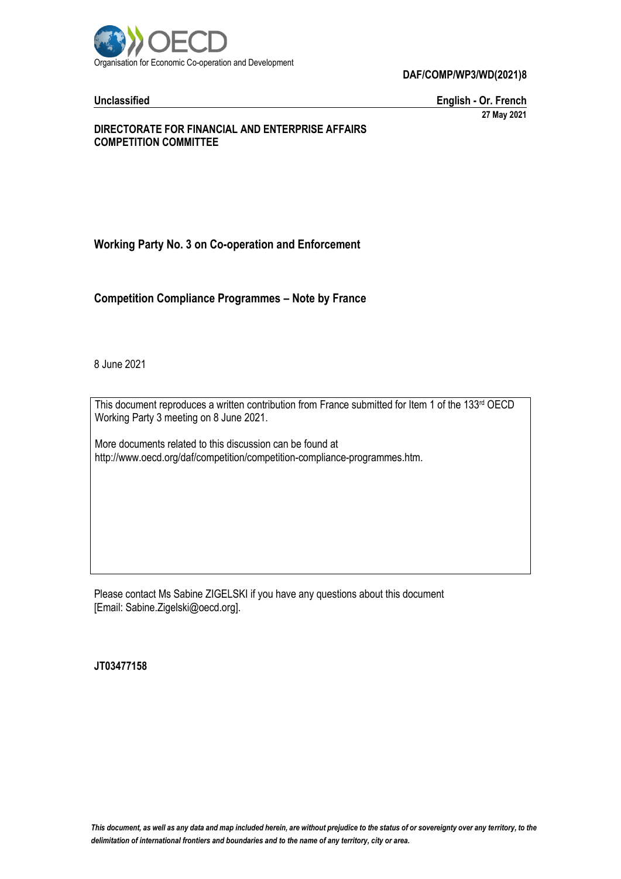Organisation for Economic Co-operation and Development

**DAF/COMP/WP3/WD(2021)8**

**Unclassified** **English - Or. French**

**27 May 2021**

**DIRECTORATE FOR FINANCIAL AND ENTERPRISE AFFAIRS**
**COMPETITION COMMITTEE**

## Working Party No. 3 on Co-operation and Enforcement

## Competition Compliance Programmes – Note by France

8 June 2021

This document reproduces a written contribution from France submitted for Item 1 of the 133rd OECD Working Party 3 meeting on 8 June 2021.

More documents related to this discussion can be found at http://www.oecd.org/daf/competition/competition-compliance-programmes.htm.

Please contact Ms Sabine ZIGELSKI if you have any questions about this document [Email: Sabine.Zigelski@oecd.org].

**JT03477158**

*This document, as well as any data and map included herein, are without prejudice to the status of or sovereignty over any territory, to the delimitation of international frontiers and boundaries and to the name of any territory, city or area.*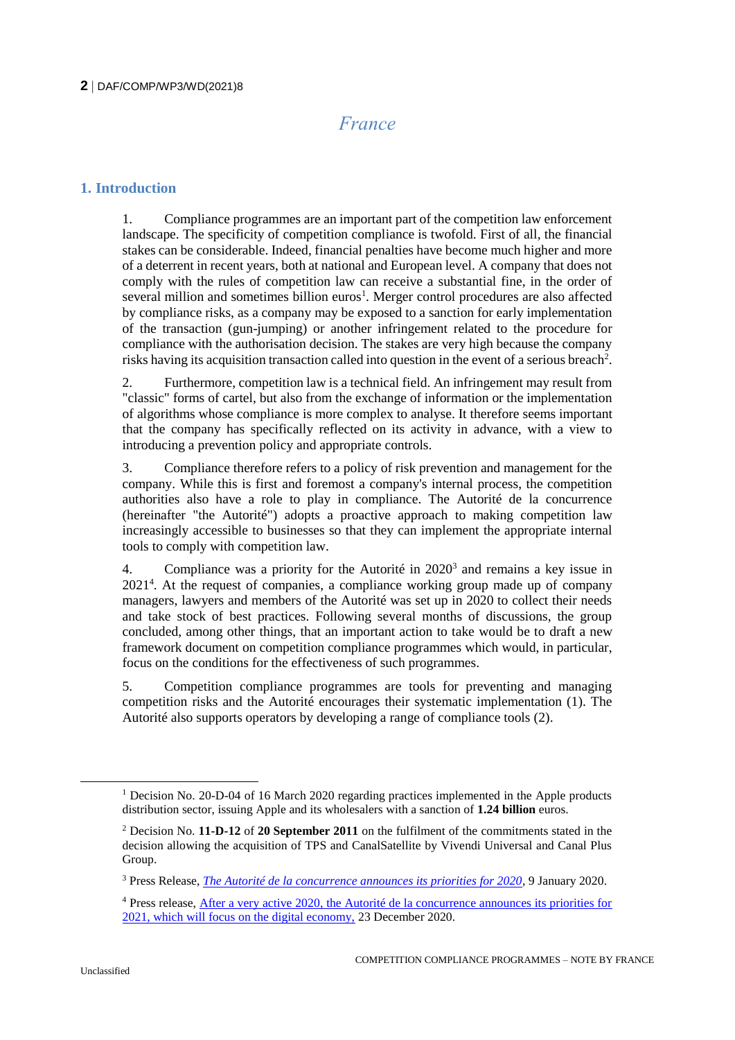# France

## 1. Introduction

1. Compliance programmes are an important part of the competition law enforcement landscape. The specificity of competition compliance is twofold. First of all, the financial stakes can be considerable. Indeed, financial penalties have become much higher and more of a deterrent in recent years, both at national and European level. A company that does not comply with the rules of competition law can receive a substantial fine, in the order of several million and sometimes billion euros[1]. Merger control procedures are also affected by compliance risks, as a company may be exposed to a sanction for early implementation of the transaction (gun-jumping) or another infringement related to the procedure for compliance with the authorisation decision. The stakes are very high because the company risks having its acquisition transaction called into question in the event of a serious breach[2].

2. Furthermore, competition law is a technical field. An infringement may result from "classic" forms of cartel, but also from the exchange of information or the implementation of algorithms whose compliance is more complex to analyse. It therefore seems important that the company has specifically reflected on its activity in advance, with a view to introducing a prevention policy and appropriate controls.

3. Compliance therefore refers to a policy of risk prevention and management for the company. While this is first and foremost a company's internal process, the competition authorities also have a role to play in compliance. The Autorité de la concurrence (hereinafter "the Autorité") adopts a proactive approach to making competition law increasingly accessible to businesses so that they can implement the appropriate internal tools to comply with competition law.

4. Compliance was a priority for the Autorité in 2020[3] and remains a key issue in 2021[4]. At the request of companies, a compliance working group made up of company managers, lawyers and members of the Autorité was set up in 2020 to collect their needs and take stock of best practices. Following several months of discussions, the group concluded, among other things, that an important action to take would be to draft a new framework document on competition compliance programmes which would, in particular, focus on the conditions for the effectiveness of such programmes.

5. Competition compliance programmes are tools for preventing and managing competition risks and the Autorité encourages their systematic implementation (1). The Autorité also supports operators by developing a range of compliance tools (2).

---

[1] Decision No. 20-D-04 of 16 March 2020 regarding practices implemented in the Apple products distribution sector, issuing Apple and its wholesalers with a sanction of **1.24 billion** euros.

[2] Decision No. **11-D-12** of **20 September 2011** on the fulfilment of the commitments stated in the decision allowing the acquisition of TPS and CanalSatellite by Vivendi Universal and Canal Plus Group.

[3] Press Release, *The Autorité de la concurrence announces its priorities for 2020*, 9 January 2020.

[4] Press release, After a very active 2020, the Autorité de la concurrence announces its priorities for 2021, which will focus on the digital economy, 23 December 2020.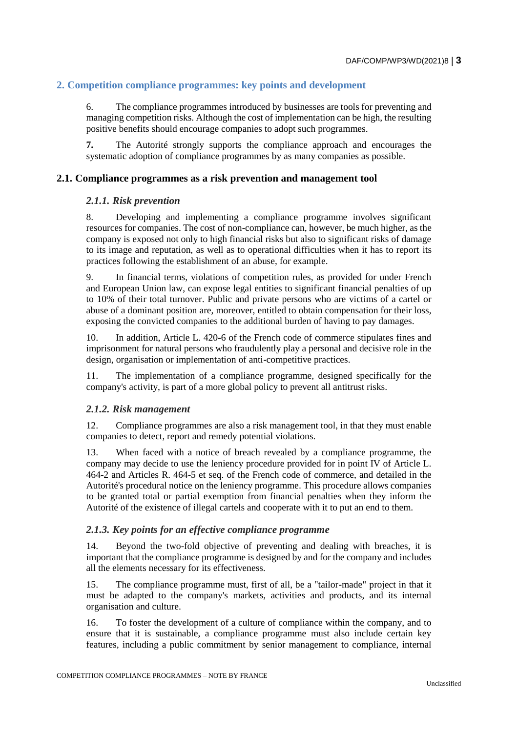## 2. Competition compliance programmes: key points and development

6. The compliance programmes introduced by businesses are tools for preventing and managing competition risks. Although the cost of implementation can be high, the resulting positive benefits should encourage companies to adopt such programmes.

**7.** The Autorité strongly supports the compliance approach and encourages the systematic adoption of compliance programmes by as many companies as possible.

### 2.1. Compliance programmes as a risk prevention and management tool

#### *2.1.1. Risk prevention*

8. Developing and implementing a compliance programme involves significant resources for companies. The cost of non-compliance can, however, be much higher, as the company is exposed not only to high financial risks but also to significant risks of damage to its image and reputation, as well as to operational difficulties when it has to report its practices following the establishment of an abuse, for example.

9. In financial terms, violations of competition rules, as provided for under French and European Union law, can expose legal entities to significant financial penalties of up to 10% of their total turnover. Public and private persons who are victims of a cartel or abuse of a dominant position are, moreover, entitled to obtain compensation for their loss, exposing the convicted companies to the additional burden of having to pay damages.

10. In addition, Article L. 420-6 of the French code of commerce stipulates fines and imprisonment for natural persons who fraudulently play a personal and decisive role in the design, organisation or implementation of anti-competitive practices.

11. The implementation of a compliance programme, designed specifically for the company's activity, is part of a more global policy to prevent all antitrust risks.

#### *2.1.2. Risk management*

12. Compliance programmes are also a risk management tool, in that they must enable companies to detect, report and remedy potential violations.

13. When faced with a notice of breach revealed by a compliance programme, the company may decide to use the leniency procedure provided for in point IV of Article L. 464-2 and Articles R. 464-5 et seq. of the French code of commerce, and detailed in the Autorité's procedural notice on the leniency programme. This procedure allows companies to be granted total or partial exemption from financial penalties when they inform the Autorité of the existence of illegal cartels and cooperate with it to put an end to them.

#### *2.1.3. Key points for an effective compliance programme*

14. Beyond the two-fold objective of preventing and dealing with breaches, it is important that the compliance programme is designed by and for the company and includes all the elements necessary for its effectiveness.

15. The compliance programme must, first of all, be a "tailor-made" project in that it must be adapted to the company's markets, activities and products, and its internal organisation and culture.

16. To foster the development of a culture of compliance within the company, and to ensure that it is sustainable, a compliance programme must also include certain key features, including a public commitment by senior management to compliance, internal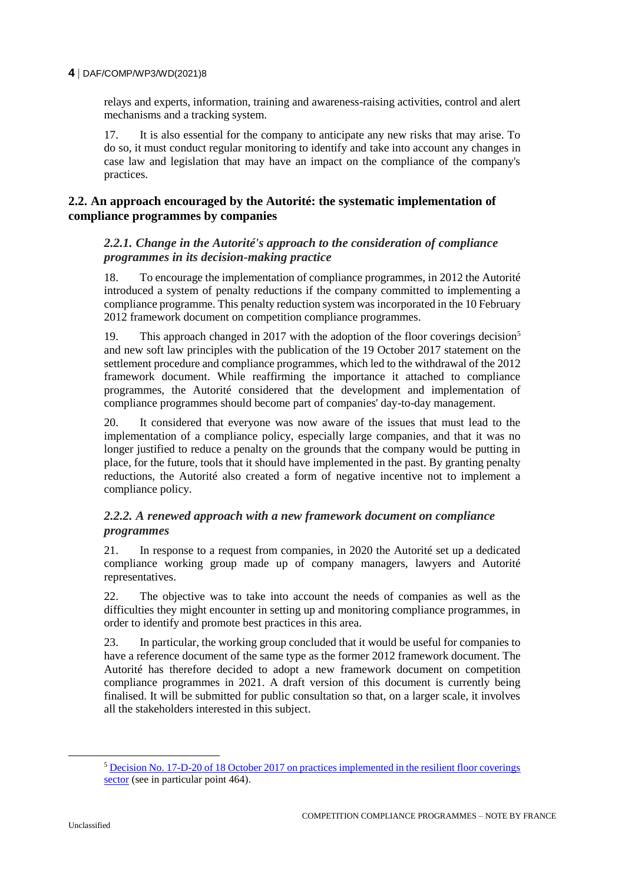relays and experts, information, training and awareness-raising activities, control and alert mechanisms and a tracking system.

17. It is also essential for the company to anticipate any new risks that may arise. To do so, it must conduct regular monitoring to identify and take into account any changes in case law and legislation that may have an impact on the compliance of the company's practices.

## 2.2. An approach encouraged by the Autorité: the systematic implementation of compliance programmes by companies

### *2.2.1. Change in the Autorité's approach to the consideration of compliance programmes in its decision-making practice*

18. To encourage the implementation of compliance programmes, in 2012 the Autorité introduced a system of penalty reductions if the company committed to implementing a compliance programme. This penalty reduction system was incorporated in the 10 February 2012 framework document on competition compliance programmes.

19. This approach changed in 2017 with the adoption of the floor coverings decision[5] and new soft law principles with the publication of the 19 October 2017 statement on the settlement procedure and compliance programmes, which led to the withdrawal of the 2012 framework document. While reaffirming the importance it attached to compliance programmes, the Autorité considered that the development and implementation of compliance programmes should become part of companies' day-to-day management.

20. It considered that everyone was now aware of the issues that must lead to the implementation of a compliance policy, especially large companies, and that it was no longer justified to reduce a penalty on the grounds that the company would be putting in place, for the future, tools that it should have implemented in the past. By granting penalty reductions, the Autorité also created a form of negative incentive not to implement a compliance policy.

### *2.2.2. A renewed approach with a new framework document on compliance programmes*

21. In response to a request from companies, in 2020 the Autorité set up a dedicated compliance working group made up of company managers, lawyers and Autorité representatives.

22. The objective was to take into account the needs of companies as well as the difficulties they might encounter in setting up and monitoring compliance programmes, in order to identify and promote best practices in this area.

23. In particular, the working group concluded that it would be useful for companies to have a reference document of the same type as the former 2012 framework document. The Autorité has therefore decided to adopt a new framework document on competition compliance programmes in 2021. A draft version of this document is currently being finalised. It will be submitted for public consultation so that, on a larger scale, it involves all the stakeholders interested in this subject.

---

[5] Decision No. 17-D-20 of 18 October 2017 on practices implemented in the resilient floor coverings sector (see in particular point 464).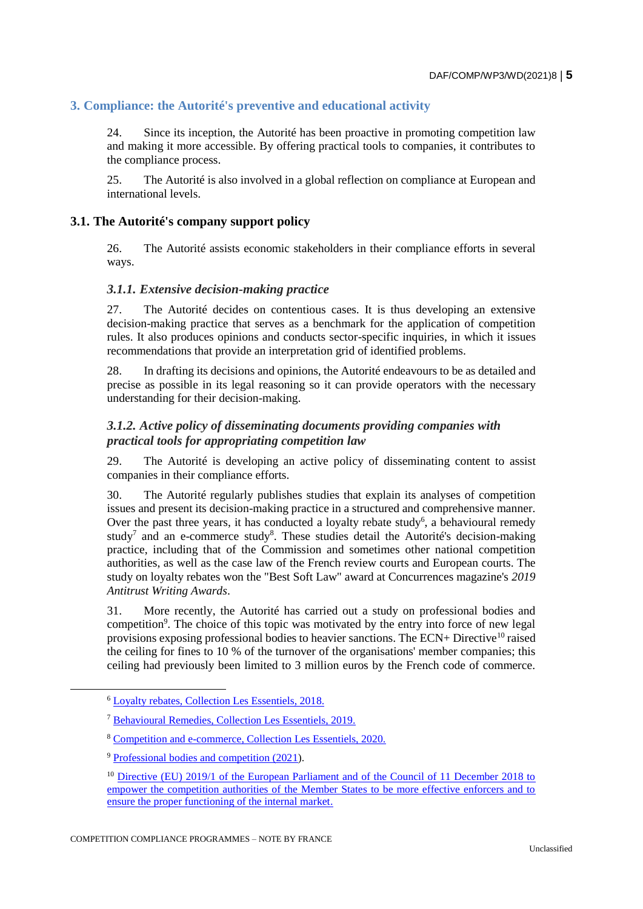## 3. Compliance: the Autorité's preventive and educational activity

24. Since its inception, the Autorité has been proactive in promoting competition law and making it more accessible. By offering practical tools to companies, it contributes to the compliance process.

25. The Autorité is also involved in a global reflection on compliance at European and international levels.

### 3.1. The Autorité's company support policy

26. The Autorité assists economic stakeholders in their compliance efforts in several ways.

#### *3.1.1. Extensive decision-making practice*

27. The Autorité decides on contentious cases. It is thus developing an extensive decision-making practice that serves as a benchmark for the application of competition rules. It also produces opinions and conducts sector-specific inquiries, in which it issues recommendations that provide an interpretation grid of identified problems.

28. In drafting its decisions and opinions, the Autorité endeavours to be as detailed and precise as possible in its legal reasoning so it can provide operators with the necessary understanding for their decision-making.

#### *3.1.2. Active policy of disseminating documents providing companies with practical tools for appropriating competition law*

29. The Autorité is developing an active policy of disseminating content to assist companies in their compliance efforts.

30. The Autorité regularly publishes studies that explain its analyses of competition issues and present its decision-making practice in a structured and comprehensive manner. Over the past three years, it has conducted a loyalty rebate study[6], a behavioural remedy study[7] and an e-commerce study[8]. These studies detail the Autorité's decision-making practice, including that of the Commission and sometimes other national competition authorities, as well as the case law of the French review courts and European courts. The study on loyalty rebates won the "Best Soft Law" award at Concurrences magazine's *2019 Antitrust Writing Awards*.

31. More recently, the Autorité has carried out a study on professional bodies and competition[9]. The choice of this topic was motivated by the entry into force of new legal provisions exposing professional bodies to heavier sanctions. The ECN+ Directive[10] raised the ceiling for fines to 10 % of the turnover of the organisations' member companies; this ceiling had previously been limited to 3 million euros by the French code of commerce.

---

[6] Loyalty rebates, Collection Les Essentiels, 2018.

[7] Behavioural Remedies, Collection Les Essentiels, 2019.

[8] Competition and e-commerce, Collection Les Essentiels, 2020.

[9] Professional bodies and competition (2021).

[10] Directive (EU) 2019/1 of the European Parliament and of the Council of 11 December 2018 to empower the competition authorities of the Member States to be more effective enforcers and to ensure the proper functioning of the internal market.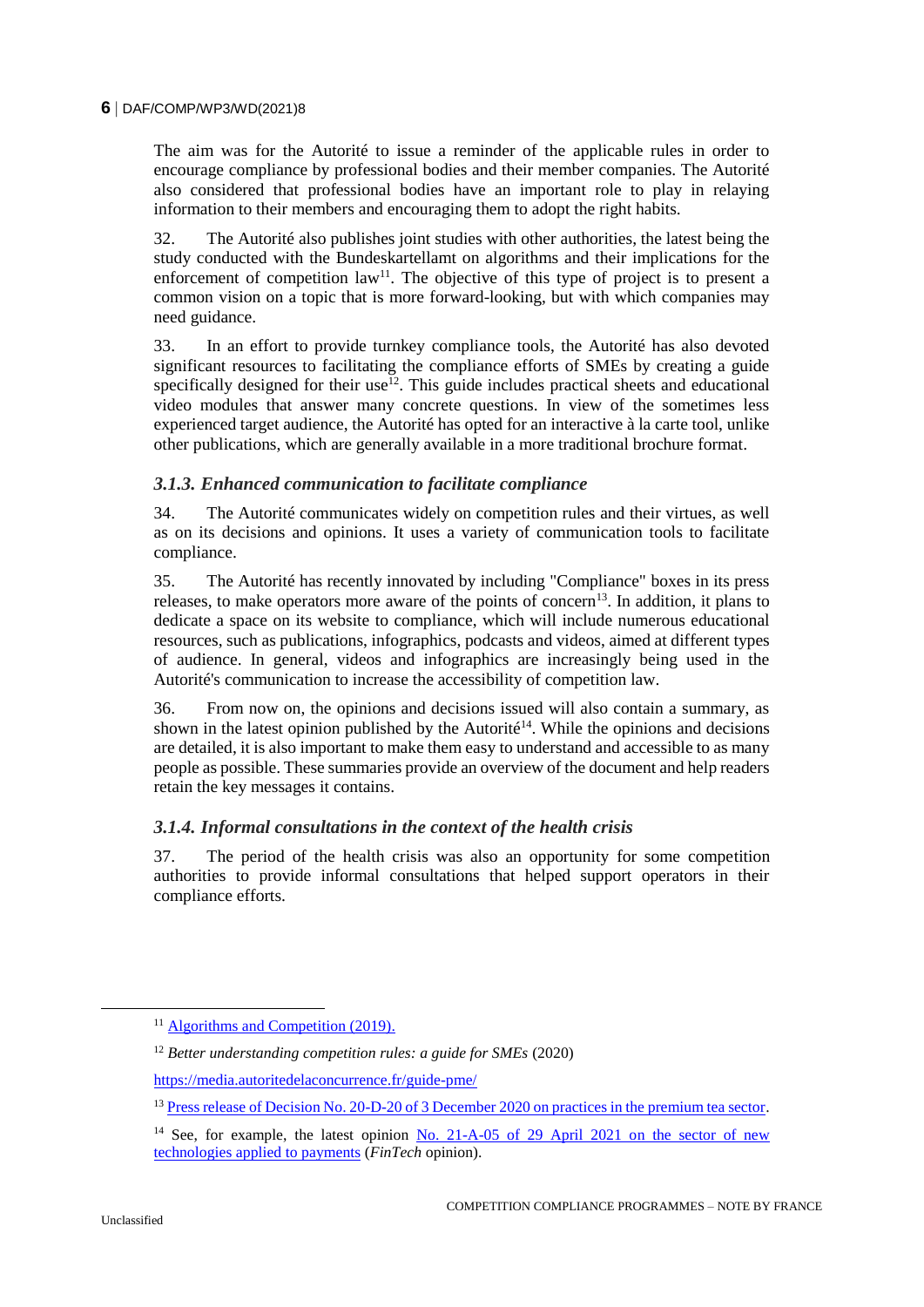The aim was for the Autorité to issue a reminder of the applicable rules in order to encourage compliance by professional bodies and their member companies. The Autorité also considered that professional bodies have an important role to play in relaying information to their members and encouraging them to adopt the right habits.

32. The Autorité also publishes joint studies with other authorities, the latest being the study conducted with the Bundeskartellamt on algorithms and their implications for the enforcement of competition law[11]. The objective of this type of project is to present a common vision on a topic that is more forward-looking, but with which companies may need guidance.

33. In an effort to provide turnkey compliance tools, the Autorité has also devoted significant resources to facilitating the compliance efforts of SMEs by creating a guide specifically designed for their use[12]. This guide includes practical sheets and educational video modules that answer many concrete questions. In view of the sometimes less experienced target audience, the Autorité has opted for an interactive à la carte tool, unlike other publications, which are generally available in a more traditional brochure format.

### *3.1.3. Enhanced communication to facilitate compliance*

34. The Autorité communicates widely on competition rules and their virtues, as well as on its decisions and opinions. It uses a variety of communication tools to facilitate compliance.

35. The Autorité has recently innovated by including "Compliance" boxes in its press releases, to make operators more aware of the points of concern[13]. In addition, it plans to dedicate a space on its website to compliance, which will include numerous educational resources, such as publications, infographics, podcasts and videos, aimed at different types of audience. In general, videos and infographics are increasingly being used in the Autorité's communication to increase the accessibility of competition law.

36. From now on, the opinions and decisions issued will also contain a summary, as shown in the latest opinion published by the Autorité[14]. While the opinions and decisions are detailed, it is also important to make them easy to understand and accessible to as many people as possible. These summaries provide an overview of the document and help readers retain the key messages it contains.

### *3.1.4. Informal consultations in the context of the health crisis*

37. The period of the health crisis was also an opportunity for some competition authorities to provide informal consultations that helped support operators in their compliance efforts.

---

[11] Algorithms and Competition (2019).

[12] *Better understanding competition rules: a guide for SMEs* (2020)

https://media.autoritedelaconcurrence.fr/guide-pme/

[13] Press release of Decision No. 20-D-20 of 3 December 2020 on practices in the premium tea sector.

[14] See, for example, the latest opinion No. 21-A-05 of 29 April 2021 on the sector of new technologies applied to payments (*FinTech* opinion).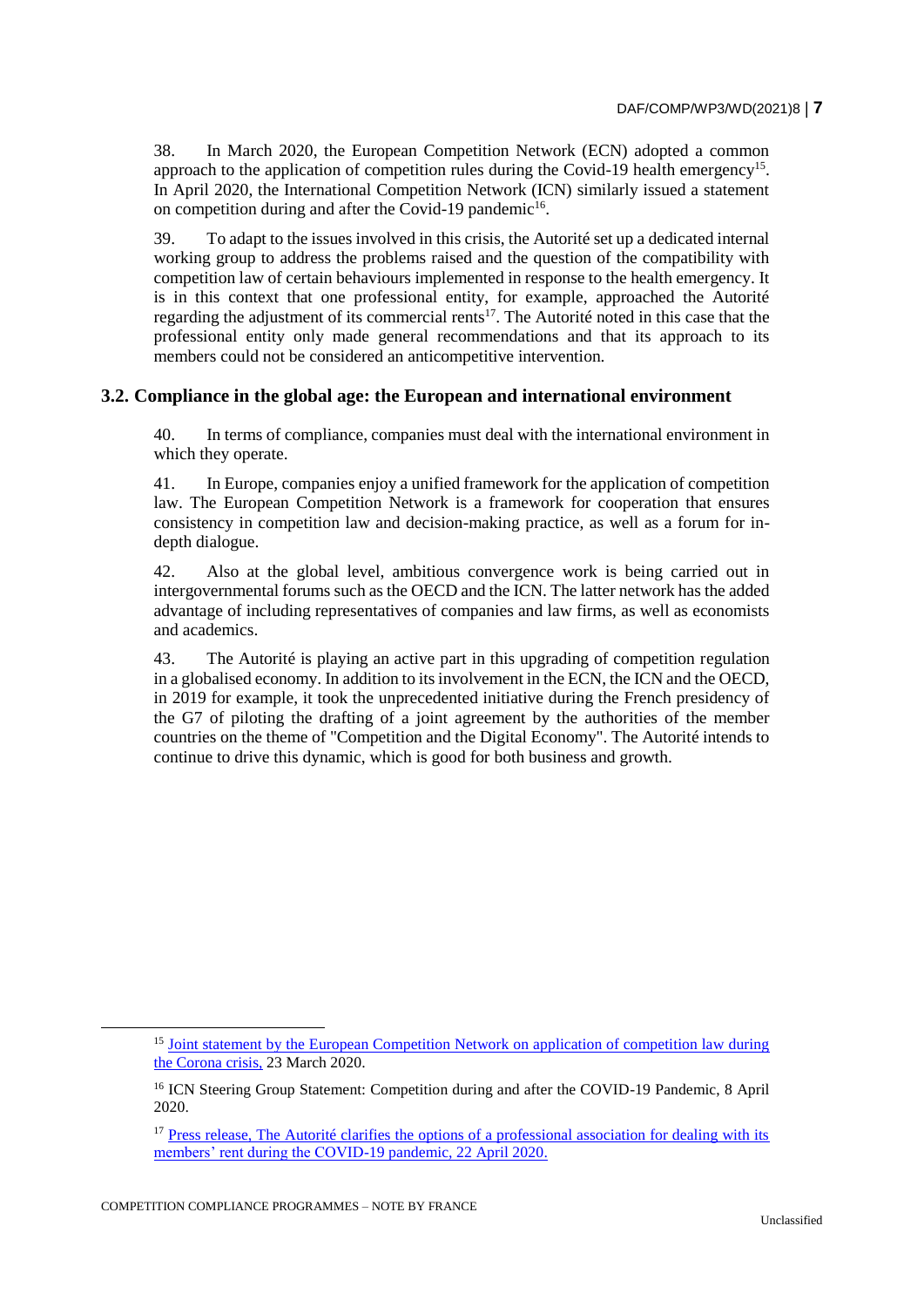38. In March 2020, the European Competition Network (ECN) adopted a common approach to the application of competition rules during the Covid-19 health emergency[15]. In April 2020, the International Competition Network (ICN) similarly issued a statement on competition during and after the Covid-19 pandemic[16].

39. To adapt to the issues involved in this crisis, the Autorité set up a dedicated internal working group to address the problems raised and the question of the compatibility with competition law of certain behaviours implemented in response to the health emergency. It is in this context that one professional entity, for example, approached the Autorité regarding the adjustment of its commercial rents[17]. The Autorité noted in this case that the professional entity only made general recommendations and that its approach to its members could not be considered an anticompetitive intervention.

### 3.2. Compliance in the global age: the European and international environment

40. In terms of compliance, companies must deal with the international environment in which they operate.

41. In Europe, companies enjoy a unified framework for the application of competition law. The European Competition Network is a framework for cooperation that ensures consistency in competition law and decision-making practice, as well as a forum for in-depth dialogue.

42. Also at the global level, ambitious convergence work is being carried out in intergovernmental forums such as the OECD and the ICN. The latter network has the added advantage of including representatives of companies and law firms, as well as economists and academics.

43. The Autorité is playing an active part in this upgrading of competition regulation in a globalised economy. In addition to its involvement in the ECN, the ICN and the OECD, in 2019 for example, it took the unprecedented initiative during the French presidency of the G7 of piloting the drafting of a joint agreement by the authorities of the member countries on the theme of "Competition and the Digital Economy". The Autorité intends to continue to drive this dynamic, which is good for both business and growth.

---

[15] Joint statement by the European Competition Network on application of competition law during the Corona crisis, 23 March 2020.

[16] ICN Steering Group Statement: Competition during and after the COVID-19 Pandemic, 8 April 2020.

[17] Press release, The Autorité clarifies the options of a professional association for dealing with its members' rent during the COVID-19 pandemic, 22 April 2020.